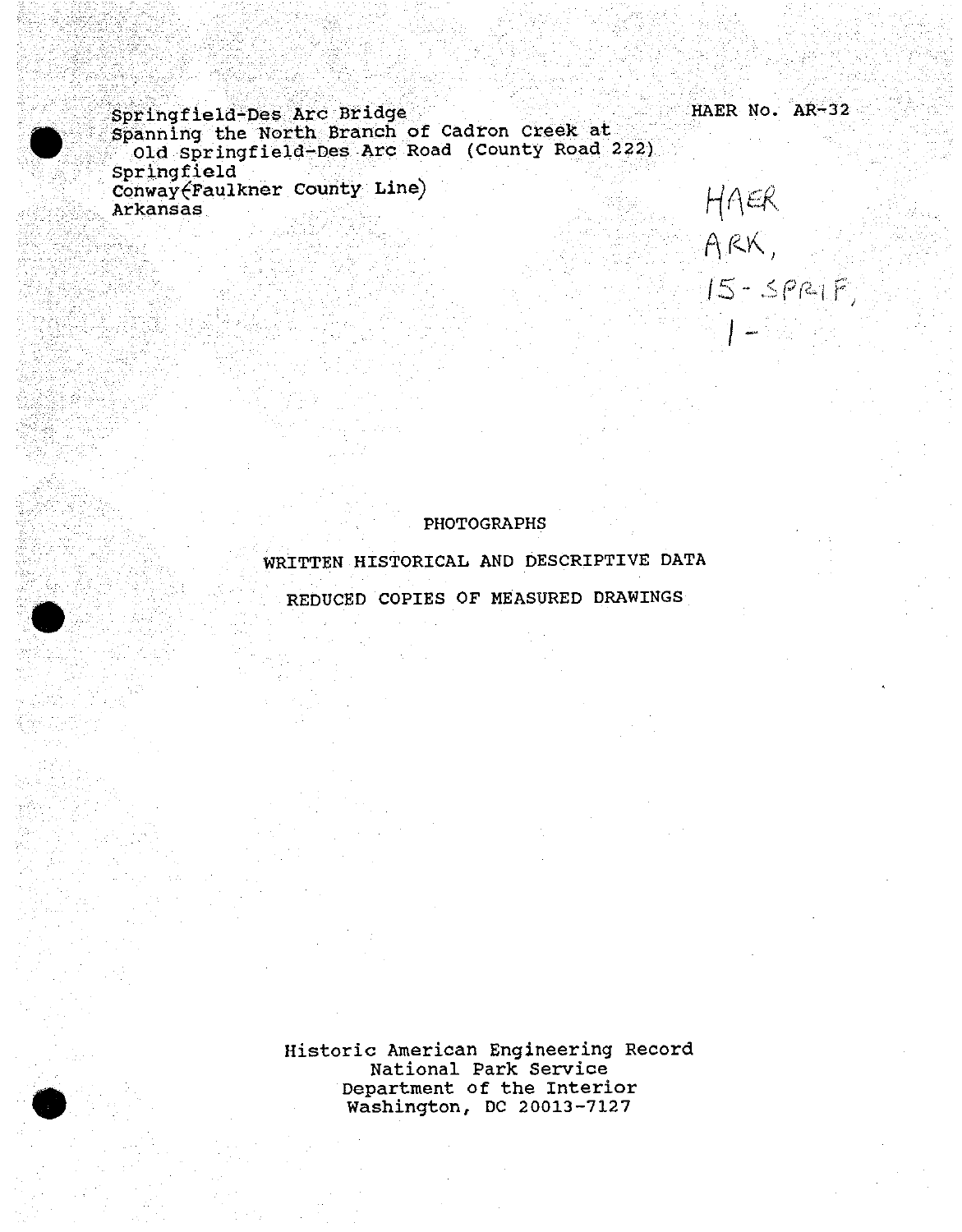Springfield-Des Arc Bridge
Spanning the North Branch of Cadron Creek at
Old Springfield-Des Arc Road (County Road 222)
Springfield
Conway (Faulkner County Line)
Arkansas

HAER No. AR-32

HAER
ARK,
15-SPRIF,
1-

PHOTOGRAPHS

WRITTEN HISTORICAL AND DESCRIPTIVE DATA

REDUCED COPIES OF MEASURED DRAWINGS

Historic American Engineering Record
National Park Service
Department of the Interior
Washington, DC 20013-7127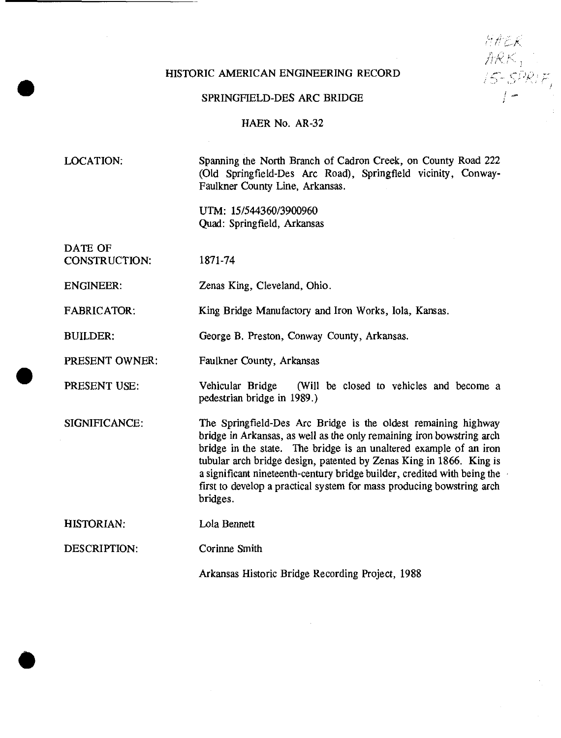HAER
ARK,
15-SPRIF,
1-

# HISTORIC AMERICAN ENGINEERING RECORD

## SPRINGFIELD-DES ARC BRIDGE

### HAER No. AR-32

LOCATION: Spanning the North Branch of Cadron Creek, on County Road 222 (Old Springfield-Des Arc Road), Springfield vicinity, Conway-Faulkner County Line, Arkansas.

UTM: 15/544360/3900960
Quad: Springfield, Arkansas

DATE OF CONSTRUCTION: 1871-74

ENGINEER: Zenas King, Cleveland, Ohio.

FABRICATOR: King Bridge Manufactory and Iron Works, Iola, Kansas.

BUILDER: George B. Preston, Conway County, Arkansas.

PRESENT OWNER: Faulkner County, Arkansas

PRESENT USE: Vehicular Bridge (Will be closed to vehicles and become a pedestrian bridge in 1989.)

SIGNIFICANCE: The Springfield-Des Arc Bridge is the oldest remaining highway bridge in Arkansas, as well as the only remaining iron bowstring arch bridge in the state. The bridge is an unaltered example of an iron tubular arch bridge design, patented by Zenas King in 1866. King is a significant nineteenth-century bridge builder, credited with being the first to develop a practical system for mass producing bowstring arch bridges.

HISTORIAN: Lola Bennett

DESCRIPTION: Corinne Smith

Arkansas Historic Bridge Recording Project, 1988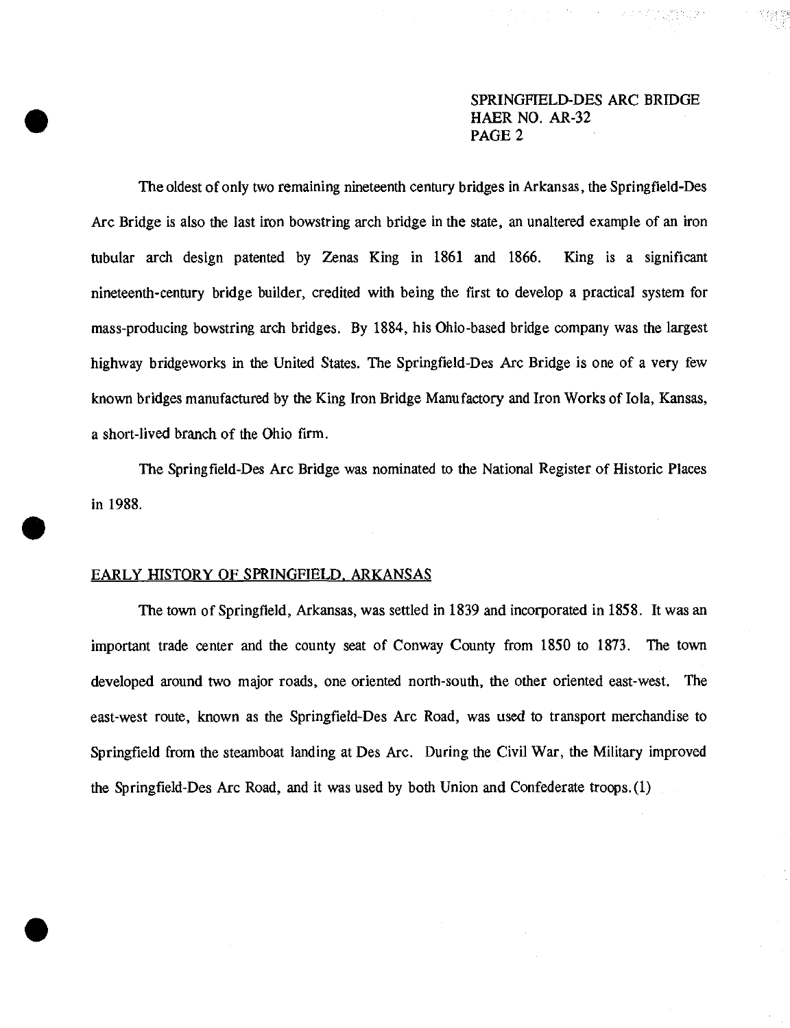The oldest of only two remaining nineteenth century bridges in Arkansas, the Springfield-Des Arc Bridge is also the last iron bowstring arch bridge in the state, an unaltered example of an iron tubular arch design patented by Zenas King in 1861 and 1866. King is a significant nineteenth-century bridge builder, credited with being the first to develop a practical system for mass-producing bowstring arch bridges. By 1884, his Ohio-based bridge company was the largest highway bridgeworks in the United States. The Springfield-Des Arc Bridge is one of a very few known bridges manufactured by the King Iron Bridge Manufactory and Iron Works of Iola, Kansas, a short-lived branch of the Ohio firm.

The Springfield-Des Arc Bridge was nominated to the National Register of Historic Places in 1988.

## EARLY HISTORY OF SPRINGFIELD, ARKANSAS

The town of Springfield, Arkansas, was settled in 1839 and incorporated in 1858. It was an important trade center and the county seat of Conway County from 1850 to 1873. The town developed around two major roads, one oriented north-south, the other oriented east-west. The east-west route, known as the Springfield-Des Arc Road, was used to transport merchandise to Springfield from the steamboat landing at Des Arc. During the Civil War, the Military improved the Springfield-Des Arc Road, and it was used by both Union and Confederate troops.(1)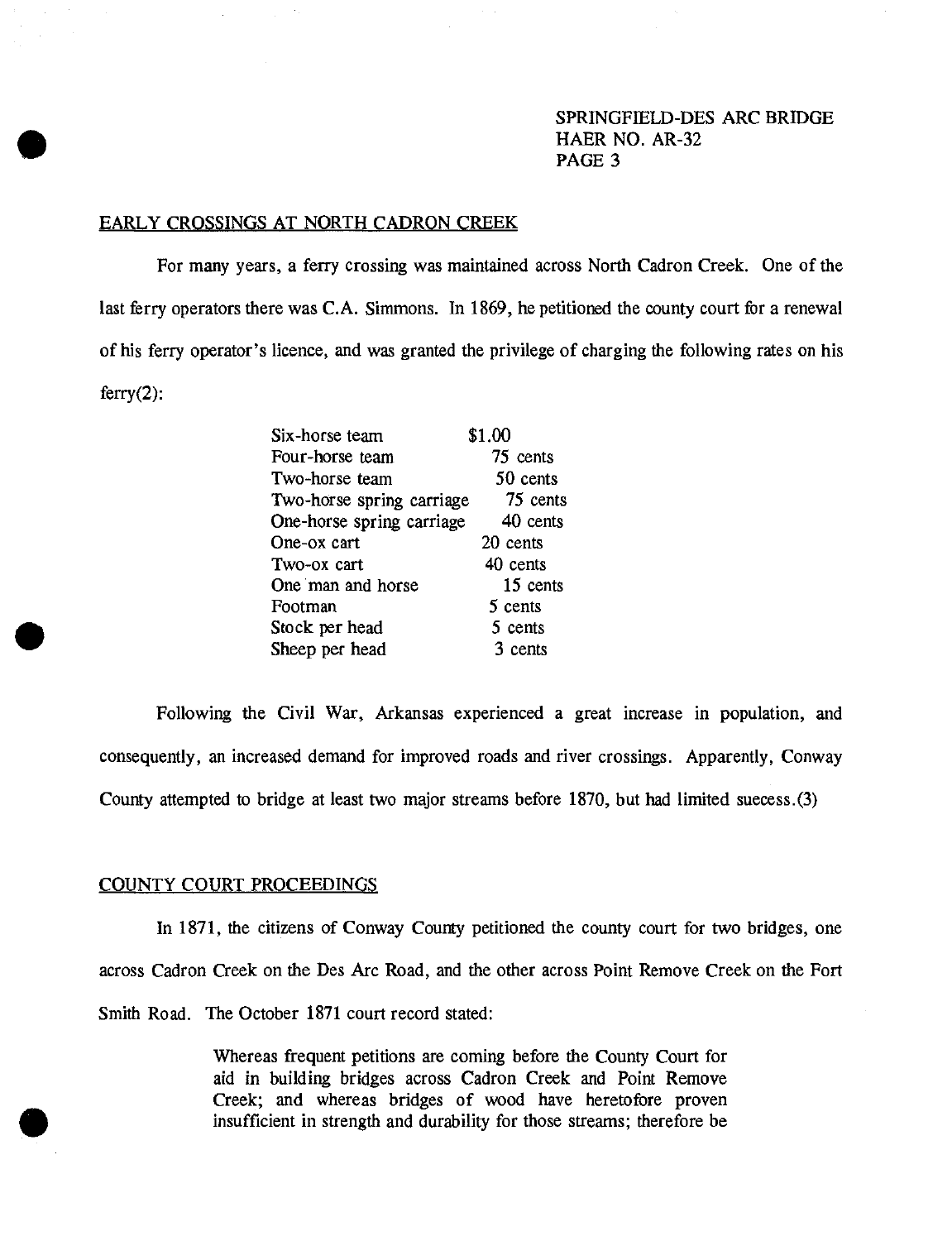## EARLY CROSSINGS AT NORTH CADRON CREEK

For many years, a ferry crossing was maintained across North Cadron Creek. One of the last ferry operators there was C.A. Simmons. In 1869, he petitioned the county court for a renewal of his ferry operator's licence, and was granted the privilege of charging the following rates on his ferry(2):

| | |
|---|---|
| Six-horse team | $1.00 |
| Four-horse team | 75 cents |
| Two-horse team | 50 cents |
| Two-horse spring carriage | 75 cents |
| One-horse spring carriage | 40 cents |
| One-ox cart | 20 cents |
| Two-ox cart | 40 cents |
| One man and horse | 15 cents |
| Footman | 5 cents |
| Stock per head | 5 cents |
| Sheep per head | 3 cents |

Following the Civil War, Arkansas experienced a great increase in population, and consequently, an increased demand for improved roads and river crossings. Apparently, Conway County attempted to bridge at least two major streams before 1870, but had limited sucess.(3)

## COUNTY COURT PROCEEDINGS

In 1871, the citizens of Conway County petitioned the county court for two bridges, one across Cadron Creek on the Des Arc Road, and the other across Point Remove Creek on the Fort Smith Road. The October 1871 court record stated:

> Whereas frequent petitions are coming before the County Court for aid in building bridges across Cadron Creek and Point Remove Creek; and whereas bridges of wood have heretofore proven insufficient in strength and durability for those streams; therefore be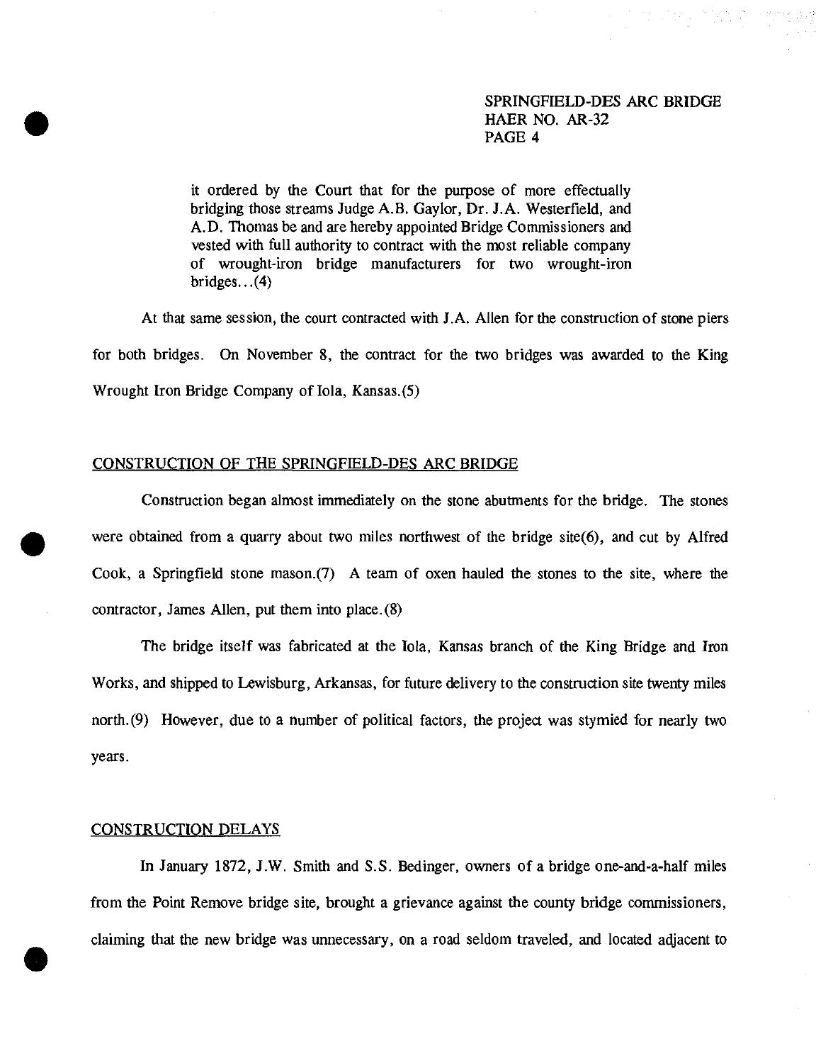it ordered by the Court that for the purpose of more effectually bridging those streams Judge A.B. Gaylor, Dr. J.A. Westerfield, and A.D. Thomas be and are hereby appointed Bridge Commissioners and vested with full authority to contract with the most reliable company of wrought-iron bridge manufacturers for two wrought-iron bridges...(4)

At that same session, the court contracted with J.A. Allen for the construction of stone piers for both bridges. On November 8, the contract for the two bridges was awarded to the King Wrought Iron Bridge Company of Iola, Kansas.(5)

## CONSTRUCTION OF THE SPRINGFIELD-DES ARC BRIDGE

Construction began almost immediately on the stone abutments for the bridge. The stones were obtained from a quarry about two miles northwest of the bridge site(6), and cut by Alfred Cook, a Springfield stone mason.(7) A team of oxen hauled the stones to the site, where the contractor, James Allen, put them into place.(8)

The bridge itself was fabricated at the Iola, Kansas branch of the King Bridge and Iron Works, and shipped to Lewisburg, Arkansas, for future delivery to the construction site twenty miles north.(9) However, due to a number of political factors, the project was stymied for nearly two years.

## CONSTRUCTION DELAYS

In January 1872, J.W. Smith and S.S. Bedinger, owners of a bridge one-and-a-half miles from the Point Remove bridge site, brought a grievance against the county bridge commissioners, claiming that the new bridge was unnecessary, on a road seldom traveled, and located adjacent to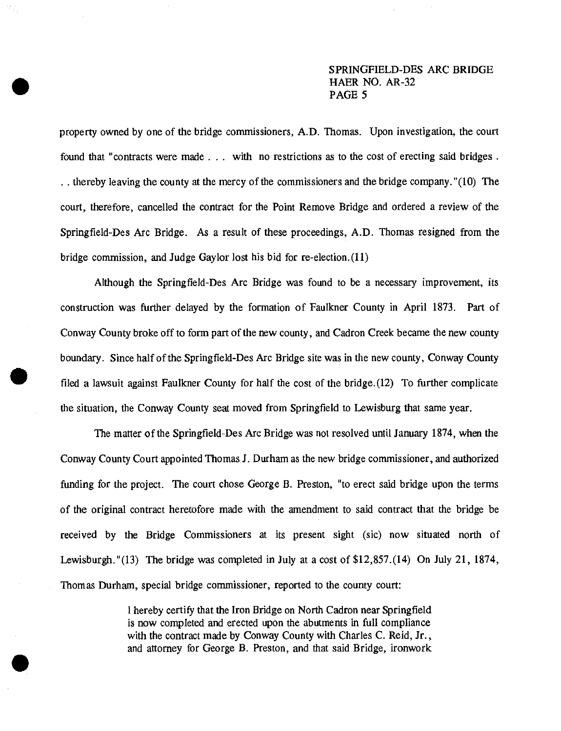property owned by one of the bridge commissioners, A.D. Thomas. Upon investigation, the court found that "contracts were made . . . with no restrictions as to the cost of erecting said bridges . . . thereby leaving the county at the mercy of the commissioners and the bridge company."(10) The court, therefore, cancelled the contract for the Point Remove Bridge and ordered a review of the Springfield-Des Arc Bridge. As a result of these proceedings, A.D. Thomas resigned from the bridge commission, and Judge Gaylor lost his bid for re-election.(11)

Although the Springfield-Des Arc Bridge was found to be a necessary improvement, its construction was further delayed by the formation of Faulkner County in April 1873. Part of Conway County broke off to form part of the new county, and Cadron Creek became the new county boundary. Since half of the Springfield-Des Arc Bridge site was in the new county, Conway County filed a lawsuit against Faulkner County for half the cost of the bridge.(12) To further complicate the situation, the Conway County seat moved from Springfield to Lewisburg that same year.

The matter of the Springfield-Des Arc Bridge was not resolved until January 1874, when the Conway County Court appointed Thomas J. Durham as the new bridge commissioner, and authorized funding for the project. The court chose George B. Preston, "to erect said bridge upon the terms of the original contract heretofore made with the amendment to said contract that the bridge be received by the Bridge Commissioners at its present sight (sic) now situated north of Lewisburgh."(13) The bridge was completed in July at a cost of $12,857.(14) On July 21, 1874, Thomas Durham, special bridge commissioner, reported to the county court:

> I hereby certify that the Iron Bridge on North Cadron near Springfield is now completed and erected upon the abutments in full compliance with the contract made by Conway County with Charles C. Reid, Jr., and attorney for George B. Preston, and that said Bridge, ironwork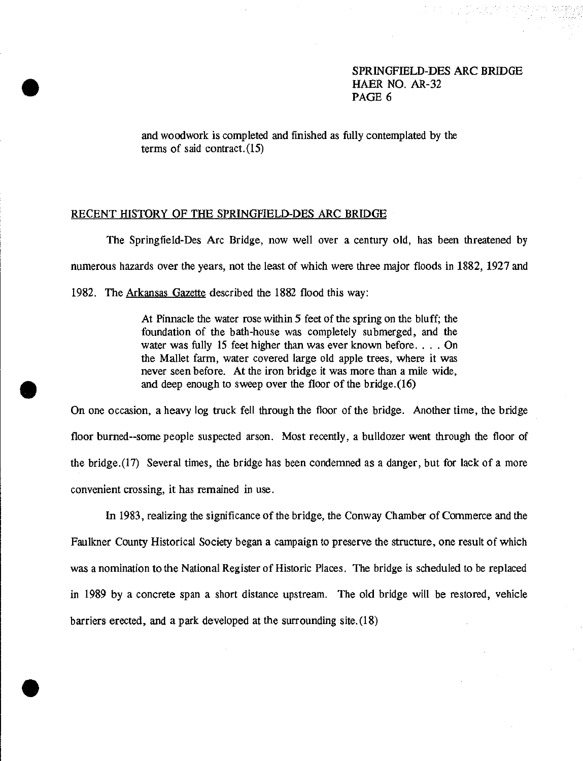and woodwork is completed and finished as fully contemplated by the terms of said contract.(15)

## RECENT HISTORY OF THE SPRINGFIELD-DES ARC BRIDGE

The Springfield-Des Arc Bridge, now well over a century old, has been threatened by numerous hazards over the years, not the least of which were three major floods in 1882, 1927 and 1982. The Arkansas Gazette described the 1882 flood this way:

> At Pinnacle the water rose within 5 feet of the spring on the bluff; the foundation of the bath-house was completely submerged, and the water was fully 15 feet higher than was ever known before. . . . On the Mallet farm, water covered large old apple trees, where it was never seen before. At the iron bridge it was more than a mile wide, and deep enough to sweep over the floor of the bridge.(16)

On one occasion, a heavy log truck fell through the floor of the bridge. Another time, the bridge floor burned--some people suspected arson. Most recently, a bulldozer went through the floor of the bridge.(17) Several times, the bridge has been condemned as a danger, but for lack of a more convenient crossing, it has remained in use.

In 1983, realizing the significance of the bridge, the Conway Chamber of Commerce and the Faulkner County Historical Society began a campaign to preserve the structure, one result of which was a nomination to the National Register of Historic Places. The bridge is scheduled to be replaced in 1989 by a concrete span a short distance upstream. The old bridge will be restored, vehicle barriers erected, and a park developed at the surrounding site.(18)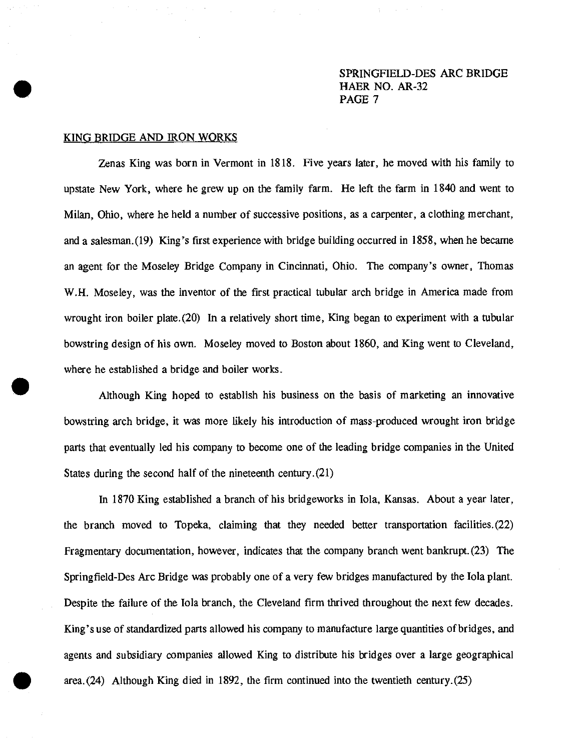## KING BRIDGE AND IRON WORKS

Zenas King was born in Vermont in 1818. Five years later, he moved with his family to upstate New York, where he grew up on the family farm. He left the farm in 1840 and went to Milan, Ohio, where he held a number of successive positions, as a carpenter, a clothing merchant, and a salesman.(19) King's first experience with bridge building occurred in 1858, when he became an agent for the Moseley Bridge Company in Cincinnati, Ohio. The company's owner, Thomas W.H. Moseley, was the inventor of the first practical tubular arch bridge in America made from wrought iron boiler plate.(20) In a relatively short time, King began to experiment with a tubular bowstring design of his own. Moseley moved to Boston about 1860, and King went to Cleveland, where he established a bridge and boiler works.

Although King hoped to establish his business on the basis of marketing an innovative bowstring arch bridge, it was more likely his introduction of mass-produced wrought iron bridge parts that eventually led his company to become one of the leading bridge companies in the United States during the second half of the nineteenth century.(21)

In 1870 King established a branch of his bridgeworks in Iola, Kansas. About a year later, the branch moved to Topeka, claiming that they needed better transportation facilities.(22) Fragmentary documentation, however, indicates that the company branch went bankrupt.(23) The Springfield-Des Arc Bridge was probably one of a very few bridges manufactured by the Iola plant. Despite the failure of the Iola branch, the Cleveland firm thrived throughout the next few decades. King's use of standardized parts allowed his company to manufacture large quantities of bridges, and agents and subsidiary companies allowed King to distribute his bridges over a large geographical area.(24) Although King died in 1892, the firm continued into the twentieth century.(25)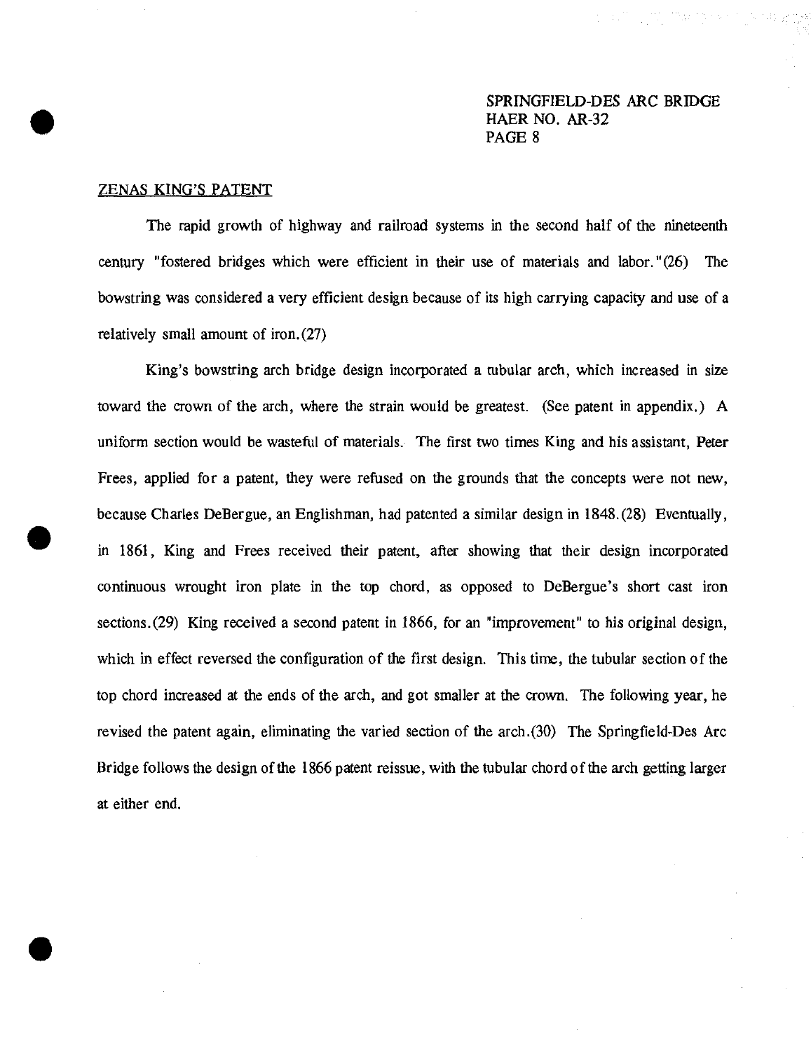## ZENAS KING'S PATENT

The rapid growth of highway and railroad systems in the second half of the nineteenth century "fostered bridges which were efficient in their use of materials and labor."(26) The bowstring was considered a very efficient design because of its high carrying capacity and use of a relatively small amount of iron.(27)

King's bowstring arch bridge design incorporated a tubular arch, which increased in size toward the crown of the arch, where the strain would be greatest. (See patent in appendix.) A uniform section would be wasteful of materials. The first two times King and his assistant, Peter Frees, applied for a patent, they were refused on the grounds that the concepts were not new, because Charles DeBergue, an Englishman, had patented a similar design in 1848.(28) Eventually, in 1861, King and Frees received their patent, after showing that their design incorporated continuous wrought iron plate in the top chord, as opposed to DeBergue's short cast iron sections.(29) King received a second patent in 1866, for an "improvement" to his original design, which in effect reversed the configuration of the first design. This time, the tubular section of the top chord increased at the ends of the arch, and got smaller at the crown. The following year, he revised the patent again, eliminating the varied section of the arch.(30) The Springfield-Des Arc Bridge follows the design of the 1866 patent reissue, with the tubular chord of the arch getting larger at either end.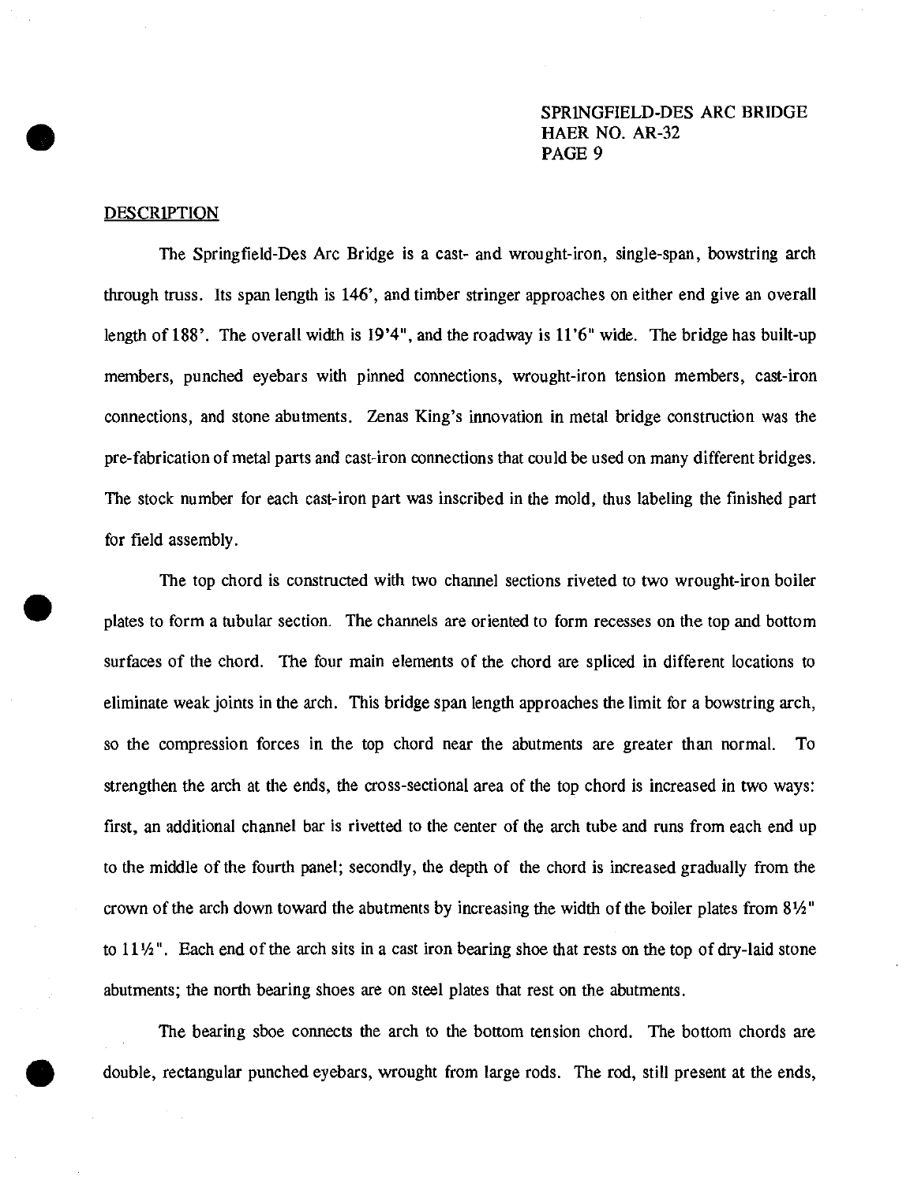## DESCRIPTION

The Springfield-Des Arc Bridge is a cast- and wrought-iron, single-span, bowstring arch through truss. Its span length is 146', and timber stringer approaches on either end give an overall length of 188'. The overall width is 19'4", and the roadway is 11'6" wide. The bridge has built-up members, punched eyebars with pinned connections, wrought-iron tension members, cast-iron connections, and stone abutments. Zenas King's innovation in metal bridge construction was the pre-fabrication of metal parts and cast-iron connections that could be used on many different bridges. The stock number for each cast-iron part was inscribed in the mold, thus labeling the finished part for field assembly.

The top chord is constructed with two channel sections riveted to two wrought-iron boiler plates to form a tubular section. The channels are oriented to form recesses on the top and bottom surfaces of the chord. The four main elements of the chord are spliced in different locations to eliminate weak joints in the arch. This bridge span length approaches the limit for a bowstring arch, so the compression forces in the top chord near the abutments are greater than normal. To strengthen the arch at the ends, the cross-sectional area of the top chord is increased in two ways: first, an additional channel bar is rivetted to the center of the arch tube and runs from each end up to the middle of the fourth panel; secondly, the depth of the chord is increased gradually from the crown of the arch down toward the abutments by increasing the width of the boiler plates from 8½" to 11½". Each end of the arch sits in a cast iron bearing shoe that rests on the top of dry-laid stone abutments; the north bearing shoes are on steel plates that rest on the abutments.

The bearing sboe connects the arch to the bottom tension chord. The bottom chords are double, rectangular punched eyebars, wrought from large rods. The rod, still present at the ends,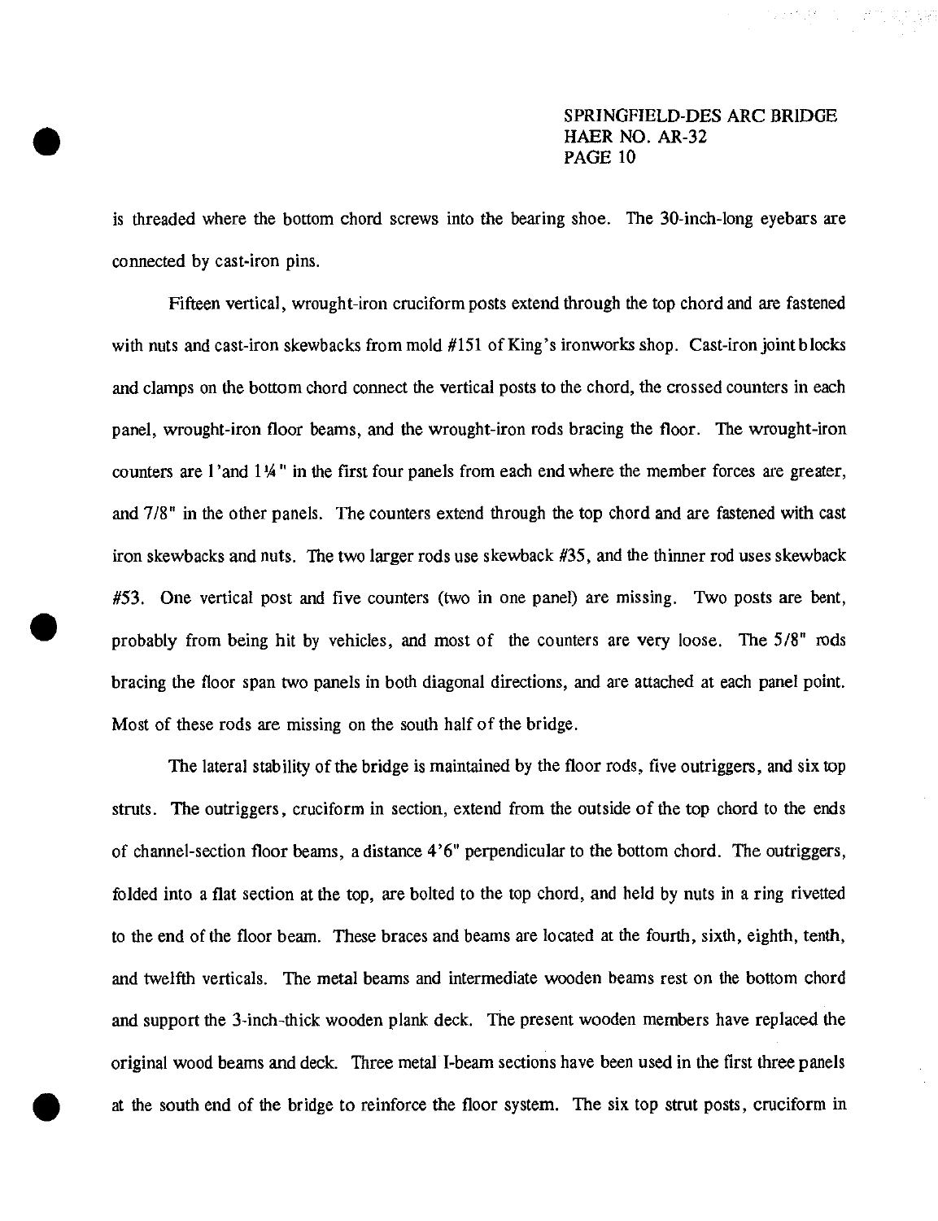is threaded where the bottom chord screws into the bearing shoe. The 30-inch-long eyebars are connected by cast-iron pins.

Fifteen vertical, wrought-iron cruciform posts extend through the top chord and are fastened with nuts and cast-iron skewbacks from mold #151 of King's ironworks shop. Cast-iron joint blocks and clamps on the bottom chord connect the vertical posts to the chord, the crossed counters in each panel, wrought-iron floor beams, and the wrought-iron rods bracing the floor. The wrought-iron counters are 1'and 1¼" in the first four panels from each end where the member forces are greater, and 7/8" in the other panels. The counters extend through the top chord and are fastened with cast iron skewbacks and nuts. The two larger rods use skewback #35, and the thinner rod uses skewback #53. One vertical post and five counters (two in one panel) are missing. Two posts are bent, probably from being hit by vehicles, and most of the counters are very loose. The 5/8" rods bracing the floor span two panels in both diagonal directions, and are attached at each panel point. Most of these rods are missing on the south half of the bridge.

The lateral stability of the bridge is maintained by the floor rods, five outriggers, and six top struts. The outriggers, cruciform in section, extend from the outside of the top chord to the ends of channel-section floor beams, a distance 4'6" perpendicular to the bottom chord. The outriggers, folded into a flat section at the top, are bolted to the top chord, and held by nuts in a ring rivetted to the end of the floor beam. These braces and beams are located at the fourth, sixth, eighth, tenth, and twelfth verticals. The metal beams and intermediate wooden beams rest on the bottom chord and support the 3-inch-thick wooden plank deck. The present wooden members have replaced the original wood beams and deck. Three metal I-beam sections have been used in the first three panels at the south end of the bridge to reinforce the floor system. The six top strut posts, cruciform in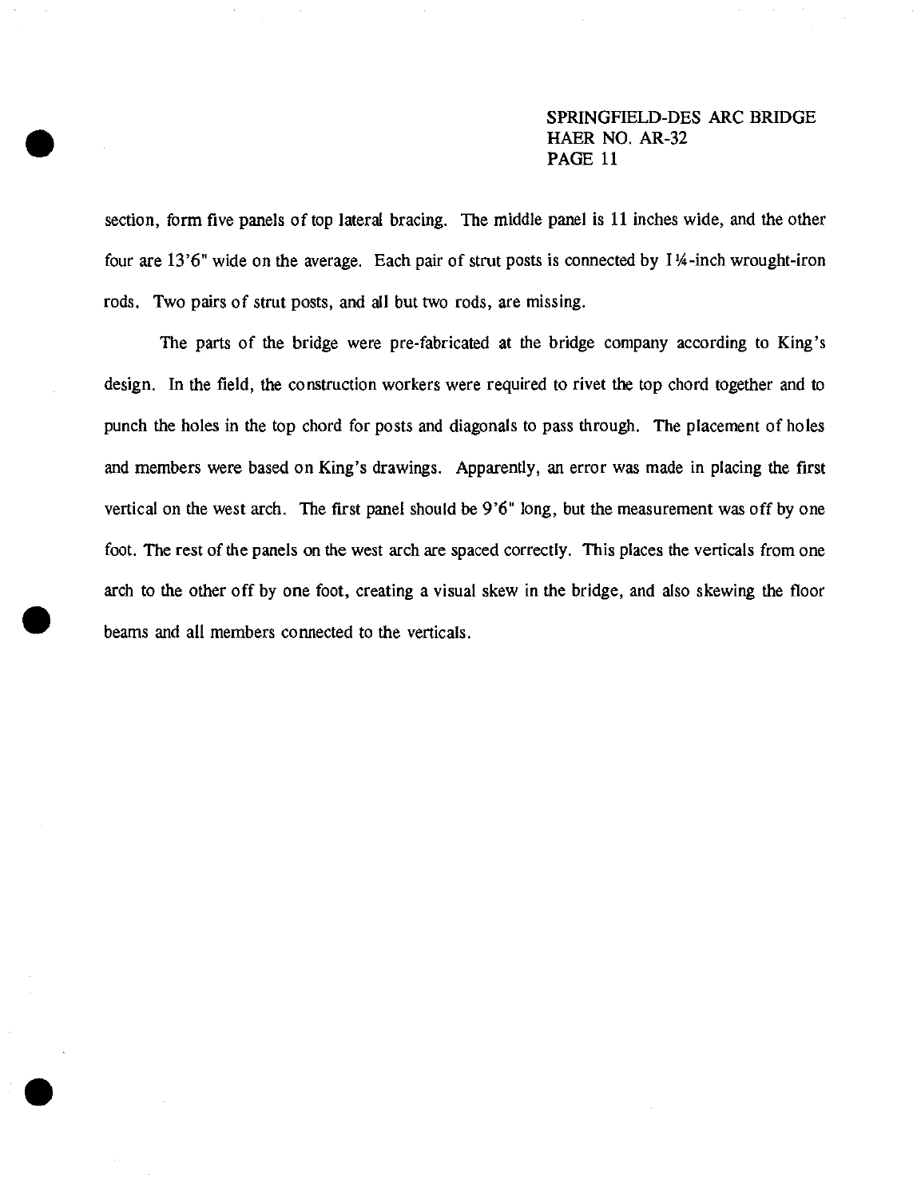section, form five panels of top lateral bracing. The middle panel is 11 inches wide, and the other four are 13'6" wide on the average. Each pair of strut posts is connected by 1¼-inch wrought-iron rods. Two pairs of strut posts, and all but two rods, are missing.

The parts of the bridge were pre-fabricated at the bridge company according to King's design. In the field, the construction workers were required to rivet the top chord together and to punch the holes in the top chord for posts and diagonals to pass through. The placement of holes and members were based on King's drawings. Apparently, an error was made in placing the first vertical on the west arch. The first panel should be 9'6" long, but the measurement was off by one foot. The rest of the panels on the west arch are spaced correctly. This places the verticals from one arch to the other off by one foot, creating a visual skew in the bridge, and also skewing the floor beams and all members connected to the verticals.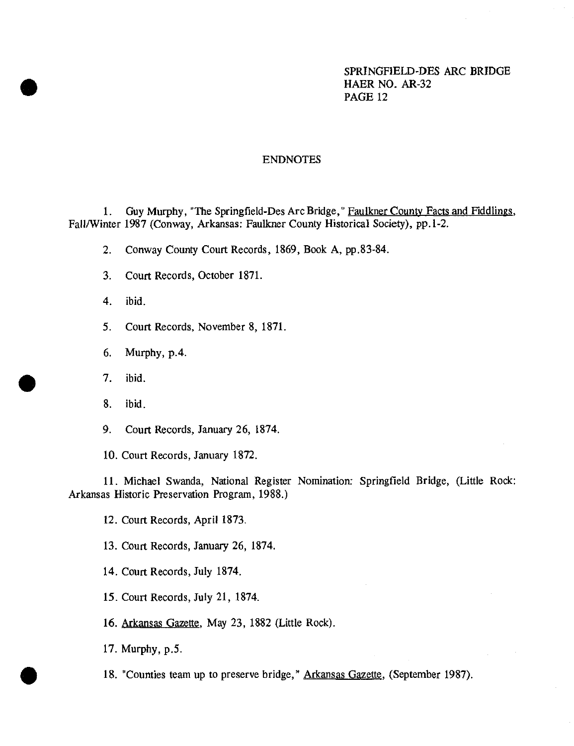# ENDNOTES

1. Guy Murphy, "The Springfield-Des Arc Bridge," Faulkner County Facts and Fiddlings, Fall/Winter 1987 (Conway, Arkansas: Faulkner County Historical Society), pp.1-2.

2. Conway County Court Records, 1869, Book A, pp.83-84.

3. Court Records, October 1871.

4. ibid.

5. Court Records, November 8, 1871.

6. Murphy, p.4.

7. ibid.

8. ibid.

9. Court Records, January 26, 1874.

10. Court Records, January 1872.

11. Michael Swanda, National Register Nomination: Springfield Bridge, (Little Rock: Arkansas Historic Preservation Program, 1988.)

12. Court Records, April 1873.

13. Court Records, January 26, 1874.

14. Court Records, July 1874.

15. Court Records, July 21, 1874.

16. Arkansas Gazette, May 23, 1882 (Little Rock).

17. Murphy, p.5.

18. "Counties team up to preserve bridge," Arkansas Gazette, (September 1987).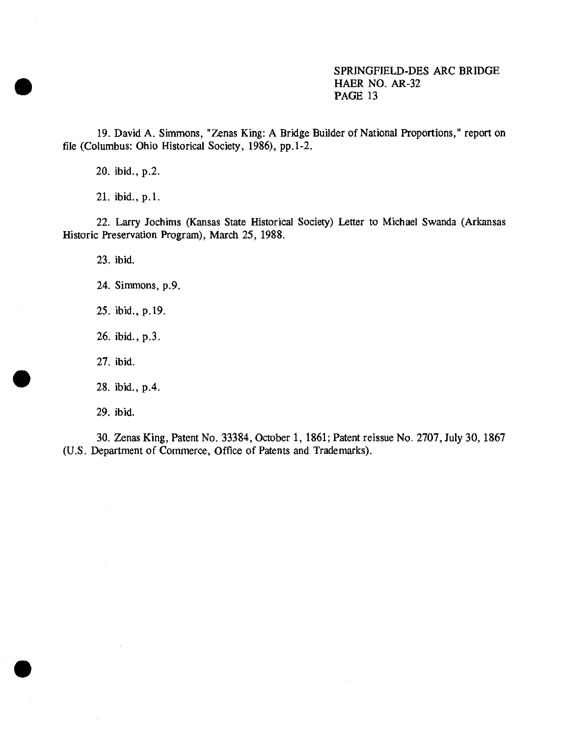19. David A. Simmons, "Zenas King: A Bridge Builder of National Proportions," report on file (Columbus: Ohio Historical Society, 1986), pp.1-2.

20. ibid., p.2.

21. ibid., p.1.

22. Larry Jochims (Kansas State Historical Society) Letter to Michael Swanda (Arkansas Historic Preservation Program), March 25, 1988.

23. ibid.

24. Simmons, p.9.

25. ibid., p.19.

26. ibid., p.3.

27. ibid.

28. ibid., p.4.

29. ibid.

30. Zenas King, Patent No. 33384, October 1, 1861; Patent reissue No. 2707, July 30, 1867 (U.S. Department of Commerce, Office of Patents and Trademarks).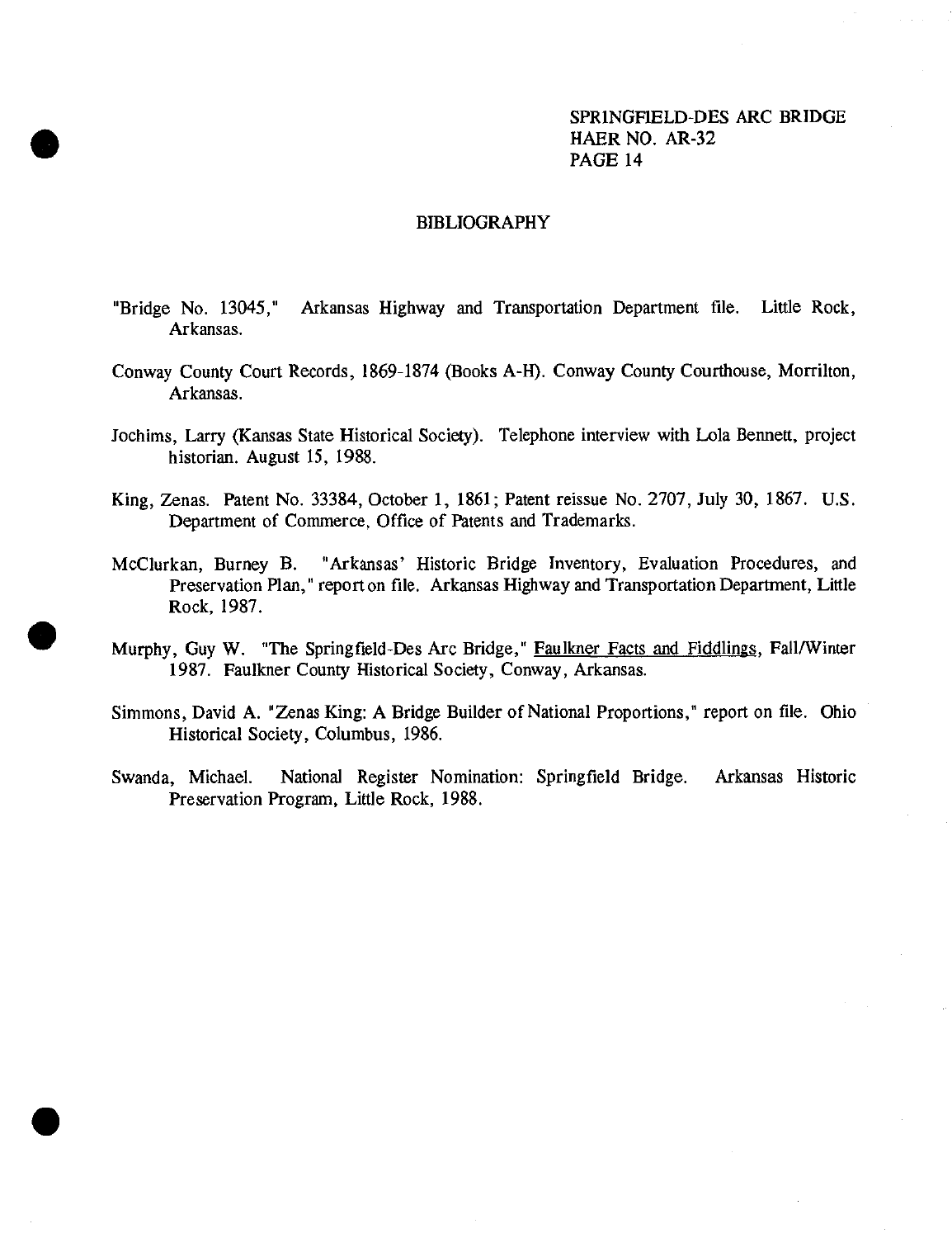## BIBLIOGRAPHY

"Bridge No. 13045," Arkansas Highway and Transportation Department file. Little Rock, Arkansas.

Conway County Court Records, 1869-1874 (Books A-H). Conway County Courthouse, Morrilton, Arkansas.

Jochims, Larry (Kansas State Historical Society). Telephone interview with Lola Bennett, project historian. August 15, 1988.

King, Zenas. Patent No. 33384, October 1, 1861; Patent reissue No. 2707, July 30, 1867. U.S. Department of Commerce, Office of Patents and Trademarks.

McClurkan, Burney B. "Arkansas' Historic Bridge Inventory, Evaluation Procedures, and Preservation Plan," report on file. Arkansas Highway and Transportation Department, Little Rock, 1987.

Murphy, Guy W. "The Springfield-Des Arc Bridge," Faulkner Facts and Fiddlings, Fall/Winter 1987. Faulkner County Historical Society, Conway, Arkansas.

Simmons, David A. "Zenas King: A Bridge Builder of National Proportions," report on file. Ohio Historical Society, Columbus, 1986.

Swanda, Michael. National Register Nomination: Springfield Bridge. Arkansas Historic Preservation Program, Little Rock, 1988.